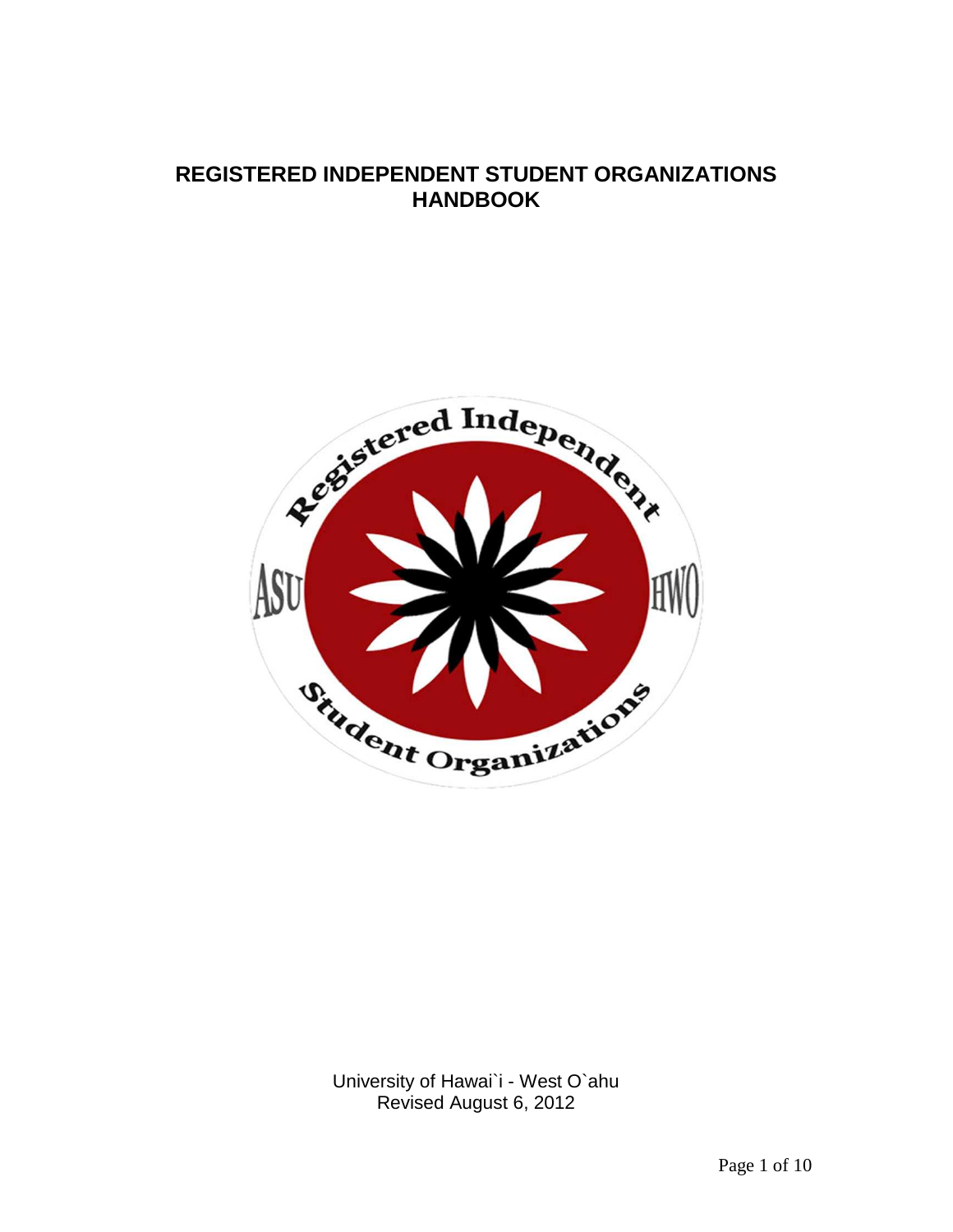# REGISTERED INDEPENDENT STUDENT ORGANIZATIONS HANDBOOK

University of Hawai`i - West O`ahu
Revised August 6, 2012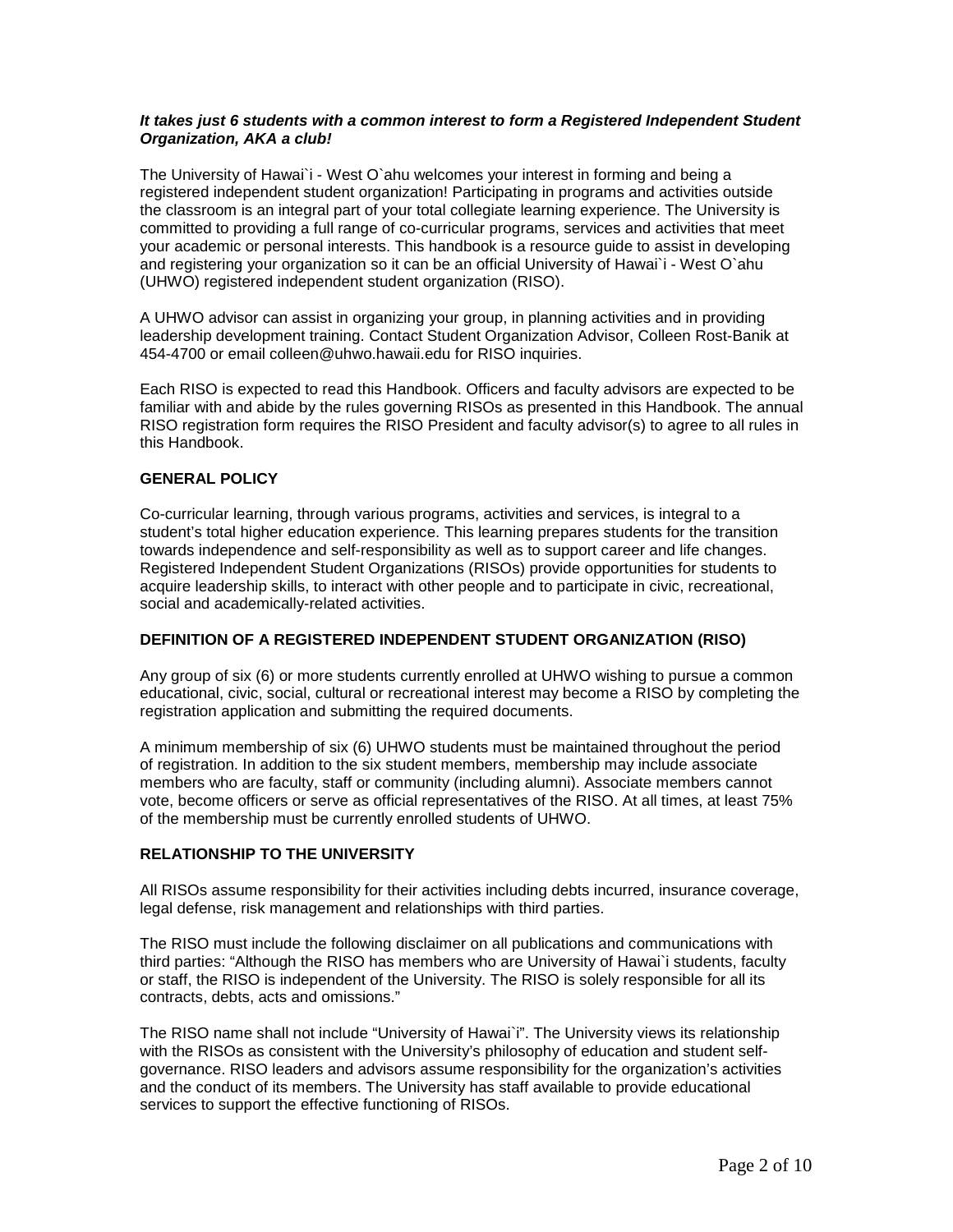***It takes just 6 students with a common interest to form a Registered Independent Student Organization, AKA a club!***

The University of Hawai`i - West O`ahu welcomes your interest in forming and being a registered independent student organization! Participating in programs and activities outside the classroom is an integral part of your total collegiate learning experience. The University is committed to providing a full range of co-curricular programs, services and activities that meet your academic or personal interests. This handbook is a resource guide to assist in developing and registering your organization so it can be an official University of Hawai`i - West O`ahu (UHWO) registered independent student organization (RISO).

A UHWO advisor can assist in organizing your group, in planning activities and in providing leadership development training. Contact Student Organization Advisor, Colleen Rost-Banik at 454-4700 or email colleen@uhwo.hawaii.edu for RISO inquiries.

Each RISO is expected to read this Handbook. Officers and faculty advisors are expected to be familiar with and abide by the rules governing RISOs as presented in this Handbook. The annual RISO registration form requires the RISO President and faculty advisor(s) to agree to all rules in this Handbook.

## GENERAL POLICY

Co-curricular learning, through various programs, activities and services, is integral to a student's total higher education experience. This learning prepares students for the transition towards independence and self-responsibility as well as to support career and life changes. Registered Independent Student Organizations (RISOs) provide opportunities for students to acquire leadership skills, to interact with other people and to participate in civic, recreational, social and academically-related activities.

## DEFINITION OF A REGISTERED INDEPENDENT STUDENT ORGANIZATION (RISO)

Any group of six (6) or more students currently enrolled at UHWO wishing to pursue a common educational, civic, social, cultural or recreational interest may become a RISO by completing the registration application and submitting the required documents.

A minimum membership of six (6) UHWO students must be maintained throughout the period of registration. In addition to the six student members, membership may include associate members who are faculty, staff or community (including alumni). Associate members cannot vote, become officers or serve as official representatives of the RISO. At all times, at least 75% of the membership must be currently enrolled students of UHWO.

## RELATIONSHIP TO THE UNIVERSITY

All RISOs assume responsibility for their activities including debts incurred, insurance coverage, legal defense, risk management and relationships with third parties.

The RISO must include the following disclaimer on all publications and communications with third parties: "Although the RISO has members who are University of Hawai`i students, faculty or staff, the RISO is independent of the University. The RISO is solely responsible for all its contracts, debts, acts and omissions."

The RISO name shall not include "University of Hawai`i". The University views its relationship with the RISOs as consistent with the University's philosophy of education and student self-governance. RISO leaders and advisors assume responsibility for the organization's activities and the conduct of its members. The University has staff available to provide educational services to support the effective functioning of RISOs.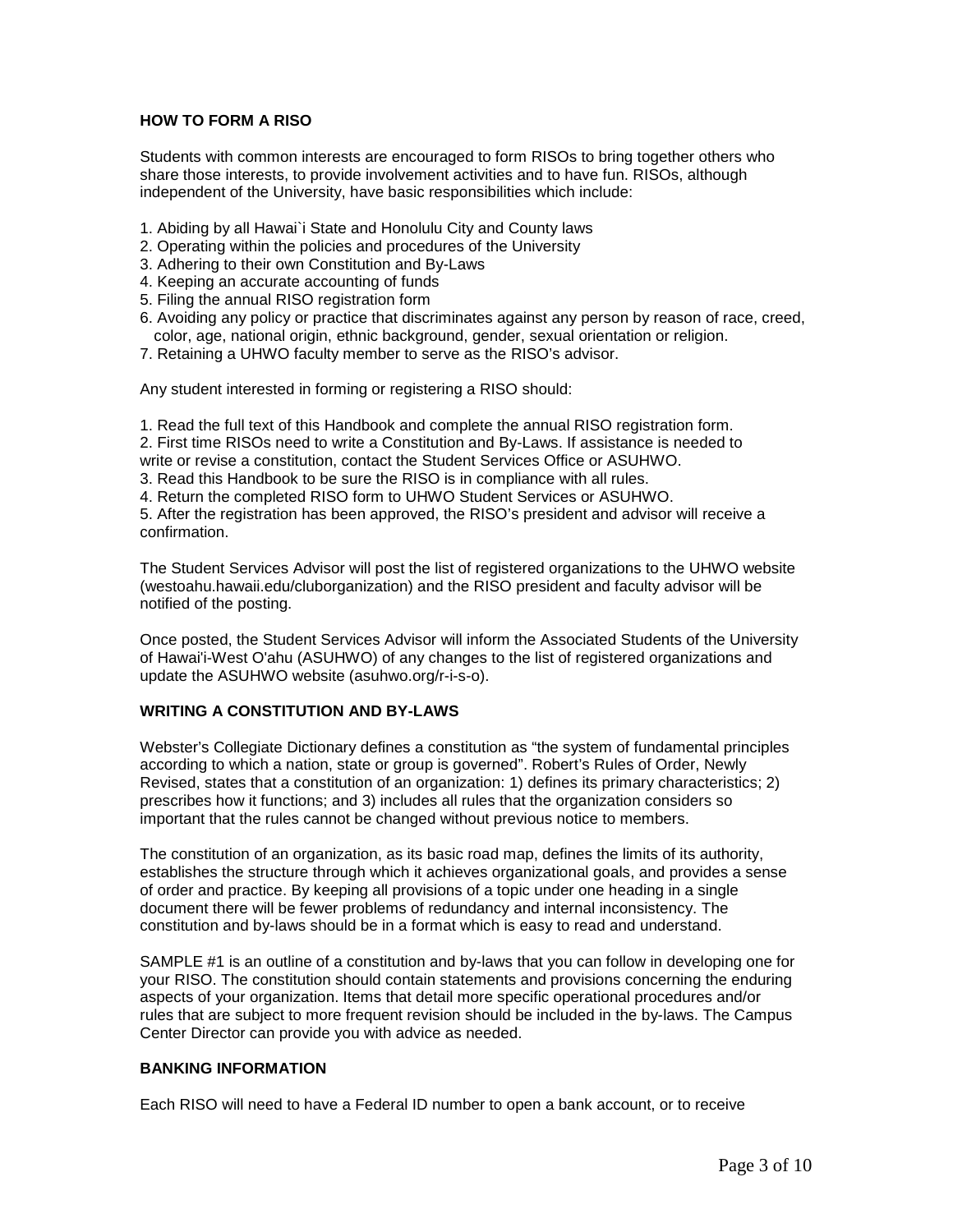## HOW TO FORM A RISO

Students with common interests are encouraged to form RISOs to bring together others who share those interests, to provide involvement activities and to have fun. RISOs, although independent of the University, have basic responsibilities which include:

1. Abiding by all Hawai`i State and Honolulu City and County laws
2. Operating within the policies and procedures of the University
3. Adhering to their own Constitution and By-Laws
4. Keeping an accurate accounting of funds
5. Filing the annual RISO registration form
6. Avoiding any policy or practice that discriminates against any person by reason of race, creed, color, age, national origin, ethnic background, gender, sexual orientation or religion.
7. Retaining a UHWO faculty member to serve as the RISO's advisor.

Any student interested in forming or registering a RISO should:

1. Read the full text of this Handbook and complete the annual RISO registration form.
2. First time RISOs need to write a Constitution and By-Laws. If assistance is needed to write or revise a constitution, contact the Student Services Office or ASUHWO.
3. Read this Handbook to be sure the RISO is in compliance with all rules.
4. Return the completed RISO form to UHWO Student Services or ASUHWO.
5. After the registration has been approved, the RISO's president and advisor will receive a confirmation.

The Student Services Advisor will post the list of registered organizations to the UHWO website (westoahu.hawaii.edu/cluborganization) and the RISO president and faculty advisor will be notified of the posting.

Once posted, the Student Services Advisor will inform the Associated Students of the University of Hawai'i-West O'ahu (ASUHWO) of any changes to the list of registered organizations and update the ASUHWO website (asuhwo.org/r-i-s-o).

## WRITING A CONSTITUTION AND BY-LAWS

Webster's Collegiate Dictionary defines a constitution as "the system of fundamental principles according to which a nation, state or group is governed". Robert's Rules of Order, Newly Revised, states that a constitution of an organization: 1) defines its primary characteristics; 2) prescribes how it functions; and 3) includes all rules that the organization considers so important that the rules cannot be changed without previous notice to members.

The constitution of an organization, as its basic road map, defines the limits of its authority, establishes the structure through which it achieves organizational goals, and provides a sense of order and practice. By keeping all provisions of a topic under one heading in a single document there will be fewer problems of redundancy and internal inconsistency. The constitution and by-laws should be in a format which is easy to read and understand.

SAMPLE #1 is an outline of a constitution and by-laws that you can follow in developing one for your RISO. The constitution should contain statements and provisions concerning the enduring aspects of your organization. Items that detail more specific operational procedures and/or rules that are subject to more frequent revision should be included in the by-laws. The Campus Center Director can provide you with advice as needed.

## BANKING INFORMATION

Each RISO will need to have a Federal ID number to open a bank account, or to receive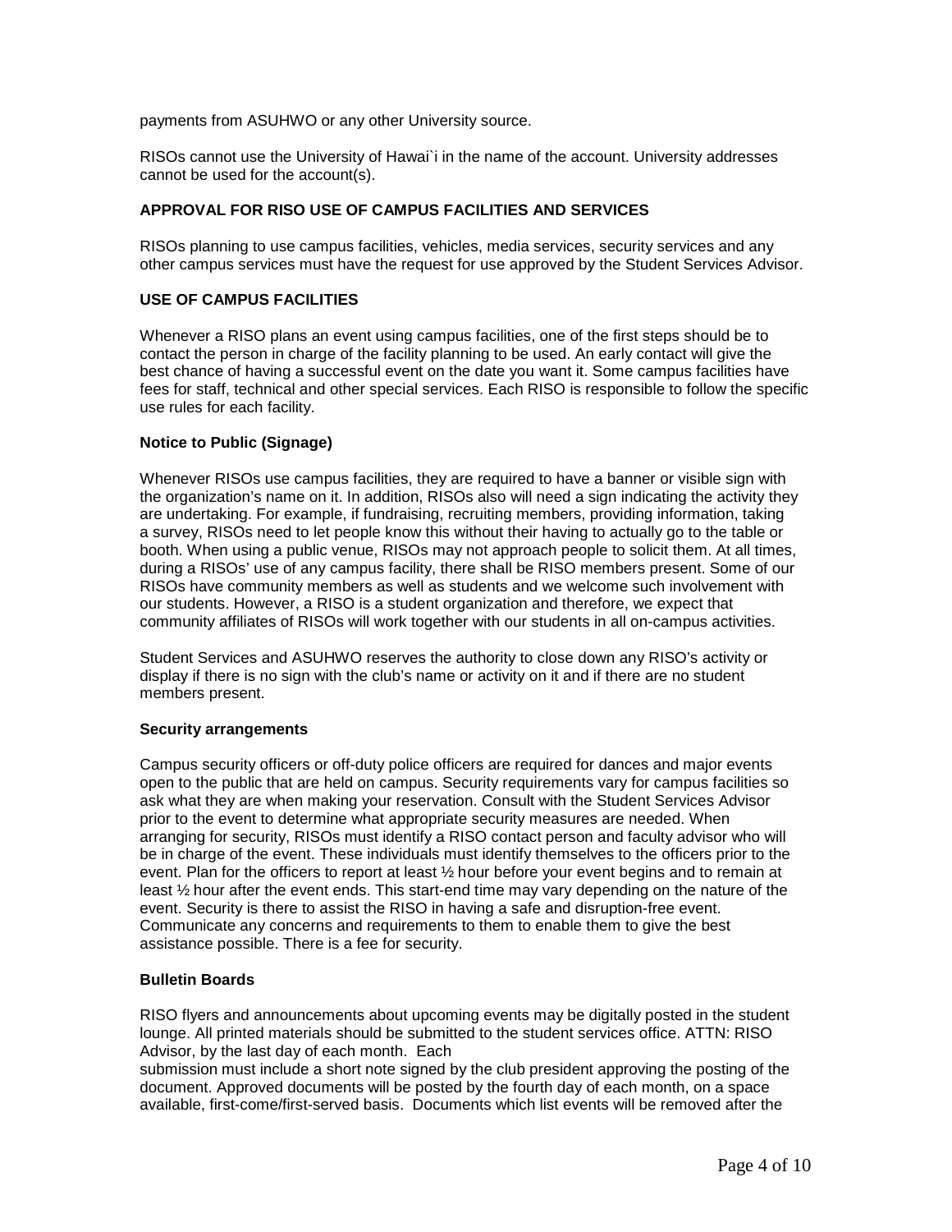payments from ASUHWO or any other University source.

RISOs cannot use the University of Hawai`i in the name of the account. University addresses cannot be used for the account(s).

## APPROVAL FOR RISO USE OF CAMPUS FACILITIES AND SERVICES

RISOs planning to use campus facilities, vehicles, media services, security services and any other campus services must have the request for use approved by the Student Services Advisor.

## USE OF CAMPUS FACILITIES

Whenever a RISO plans an event using campus facilities, one of the first steps should be to contact the person in charge of the facility planning to be used. An early contact will give the best chance of having a successful event on the date you want it. Some campus facilities have fees for staff, technical and other special services. Each RISO is responsible to follow the specific use rules for each facility.

### Notice to Public (Signage)

Whenever RISOs use campus facilities, they are required to have a banner or visible sign with the organization's name on it. In addition, RISOs also will need a sign indicating the activity they are undertaking. For example, if fundraising, recruiting members, providing information, taking a survey, RISOs need to let people know this without their having to actually go to the table or booth. When using a public venue, RISOs may not approach people to solicit them. At all times, during a RISOs' use of any campus facility, there shall be RISO members present. Some of our RISOs have community members as well as students and we welcome such involvement with our students. However, a RISO is a student organization and therefore, we expect that community affiliates of RISOs will work together with our students in all on-campus activities.

Student Services and ASUHWO reserves the authority to close down any RISO's activity or display if there is no sign with the club's name or activity on it and if there are no student members present.

### Security arrangements

Campus security officers or off-duty police officers are required for dances and major events open to the public that are held on campus. Security requirements vary for campus facilities so ask what they are when making your reservation. Consult with the Student Services Advisor prior to the event to determine what appropriate security measures are needed. When arranging for security, RISOs must identify a RISO contact person and faculty advisor who will be in charge of the event. These individuals must identify themselves to the officers prior to the event. Plan for the officers to report at least ½ hour before your event begins and to remain at least ½ hour after the event ends. This start-end time may vary depending on the nature of the event. Security is there to assist the RISO in having a safe and disruption-free event. Communicate any concerns and requirements to them to enable them to give the best assistance possible. There is a fee for security.

### Bulletin Boards

RISO flyers and announcements about upcoming events may be digitally posted in the student lounge. All printed materials should be submitted to the student services office. ATTN: RISO Advisor, by the last day of each month. Each submission must include a short note signed by the club president approving the posting of the document. Approved documents will be posted by the fourth day of each month, on a space available, first-come/first-served basis. Documents which list events will be removed after the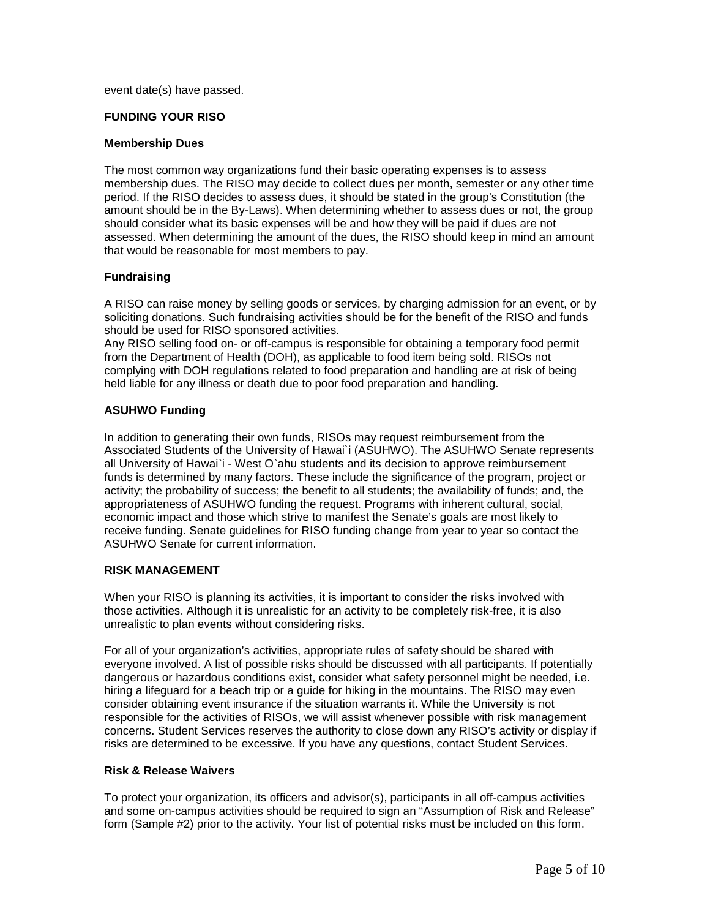event date(s) have passed.

## FUNDING YOUR RISO

### Membership Dues

The most common way organizations fund their basic operating expenses is to assess membership dues. The RISO may decide to collect dues per month, semester or any other time period. If the RISO decides to assess dues, it should be stated in the group's Constitution (the amount should be in the By-Laws). When determining whether to assess dues or not, the group should consider what its basic expenses will be and how they will be paid if dues are not assessed. When determining the amount of the dues, the RISO should keep in mind an amount that would be reasonable for most members to pay.

### Fundraising

A RISO can raise money by selling goods or services, by charging admission for an event, or by soliciting donations. Such fundraising activities should be for the benefit of the RISO and funds should be used for RISO sponsored activities.
Any RISO selling food on- or off-campus is responsible for obtaining a temporary food permit from the Department of Health (DOH), as applicable to food item being sold. RISOs not complying with DOH regulations related to food preparation and handling are at risk of being held liable for any illness or death due to poor food preparation and handling.

### ASUHWO Funding

In addition to generating their own funds, RISOs may request reimbursement from the Associated Students of the University of Hawai`i (ASUHWO). The ASUHWO Senate represents all University of Hawai`i - West O`ahu students and its decision to approve reimbursement funds is determined by many factors. These include the significance of the program, project or activity; the probability of success; the benefit to all students; the availability of funds; and, the appropriateness of ASUHWO funding the request. Programs with inherent cultural, social, economic impact and those which strive to manifest the Senate's goals are most likely to receive funding. Senate guidelines for RISO funding change from year to year so contact the ASUHWO Senate for current information.

## RISK MANAGEMENT

When your RISO is planning its activities, it is important to consider the risks involved with those activities. Although it is unrealistic for an activity to be completely risk-free, it is also unrealistic to plan events without considering risks.

For all of your organization's activities, appropriate rules of safety should be shared with everyone involved. A list of possible risks should be discussed with all participants. If potentially dangerous or hazardous conditions exist, consider what safety personnel might be needed, i.e. hiring a lifeguard for a beach trip or a guide for hiking in the mountains. The RISO may even consider obtaining event insurance if the situation warrants it. While the University is not responsible for the activities of RISOs, we will assist whenever possible with risk management concerns. Student Services reserves the authority to close down any RISO's activity or display if risks are determined to be excessive. If you have any questions, contact Student Services.

### Risk & Release Waivers

To protect your organization, its officers and advisor(s), participants in all off-campus activities and some on-campus activities should be required to sign an "Assumption of Risk and Release" form (Sample #2) prior to the activity. Your list of potential risks must be included on this form.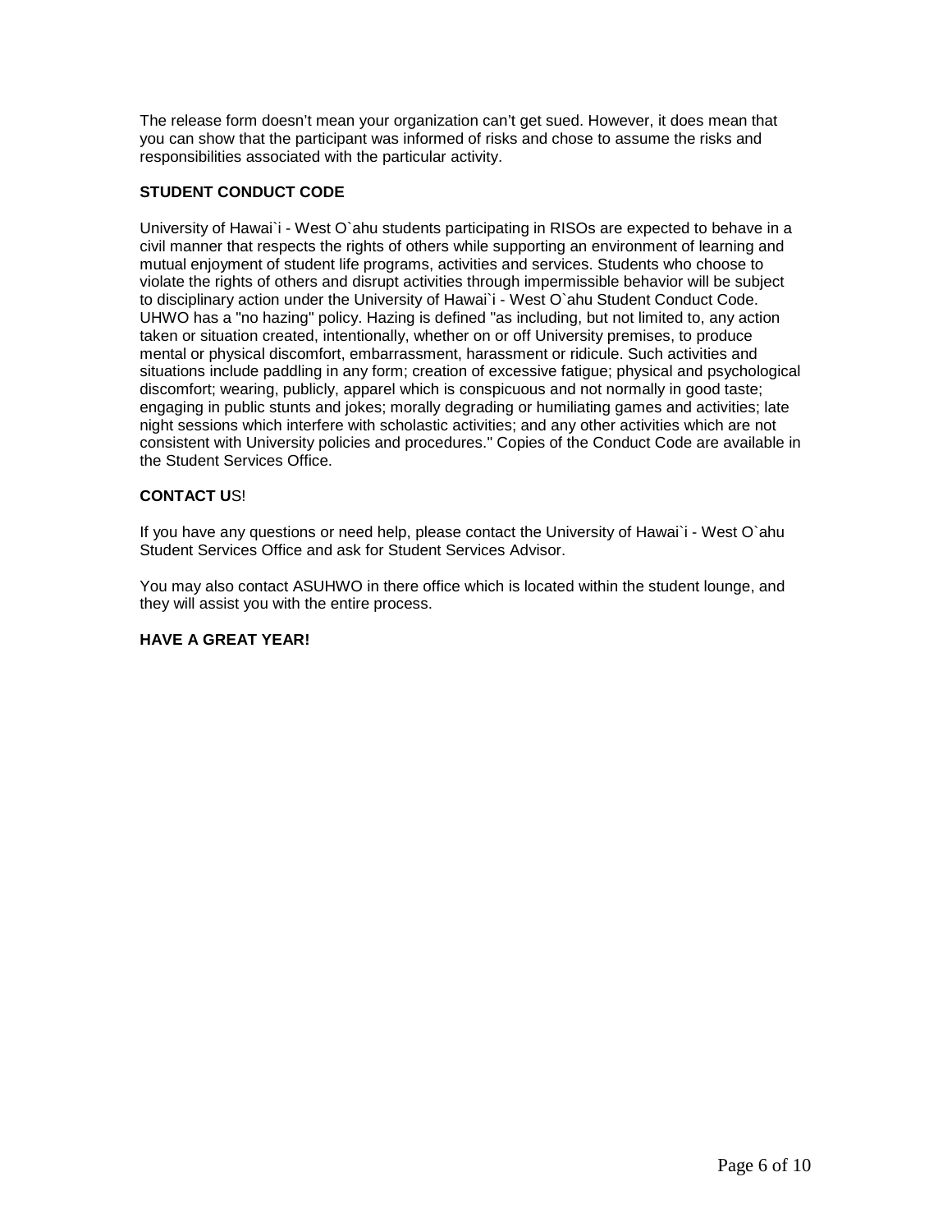The release form doesn't mean your organization can't get sued. However, it does mean that you can show that the participant was informed of risks and chose to assume the risks and responsibilities associated with the particular activity.

**STUDENT CONDUCT CODE**

University of Hawai`i - West O`ahu students participating in RISOs are expected to behave in a civil manner that respects the rights of others while supporting an environment of learning and mutual enjoyment of student life programs, activities and services. Students who choose to violate the rights of others and disrupt activities through impermissible behavior will be subject to disciplinary action under the University of Hawai`i - West O`ahu Student Conduct Code. UHWO has a "no hazing" policy. Hazing is defined "as including, but not limited to, any action taken or situation created, intentionally, whether on or off University premises, to produce mental or physical discomfort, embarrassment, harassment or ridicule. Such activities and situations include paddling in any form; creation of excessive fatigue; physical and psychological discomfort; wearing, publicly, apparel which is conspicuous and not normally in good taste; engaging in public stunts and jokes; morally degrading or humiliating games and activities; late night sessions which interfere with scholastic activities; and any other activities which are not consistent with University policies and procedures." Copies of the Conduct Code are available in the Student Services Office.

**CONTACT U**S!

If you have any questions or need help, please contact the University of Hawai`i - West O`ahu Student Services Office and ask for Student Services Advisor.

You may also contact ASUHWO in there office which is located within the student lounge, and they will assist you with the entire process.

**HAVE A GREAT YEAR!**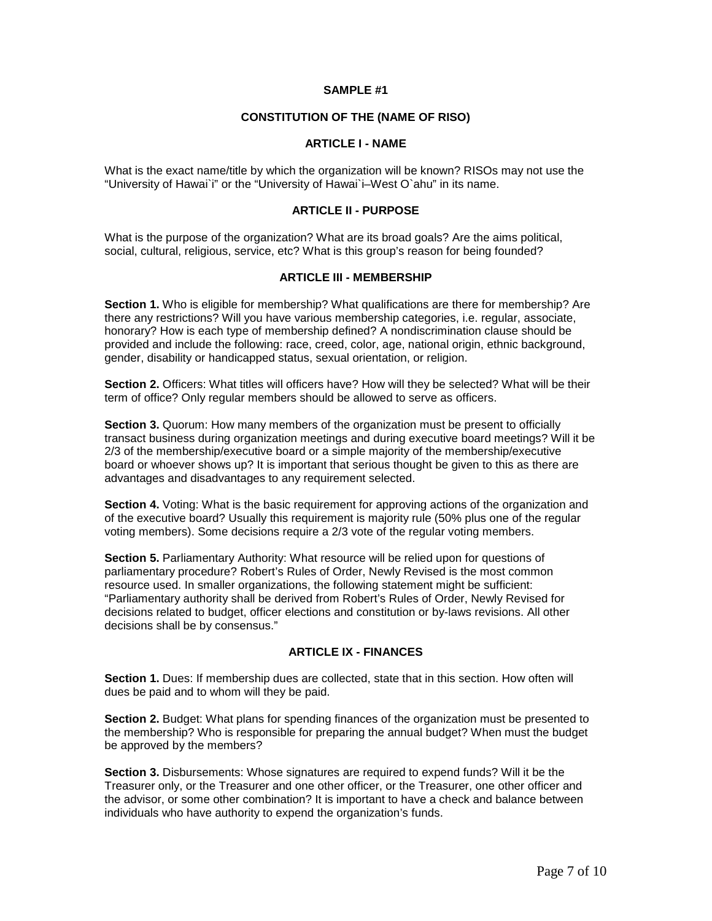## SAMPLE #1

## CONSTITUTION OF THE (NAME OF RISO)

### ARTICLE I - NAME

What is the exact name/title by which the organization will be known? RISOs may not use the "University of Hawai`i" or the "University of Hawai`i–West O`ahu" in its name.

### ARTICLE II - PURPOSE

What is the purpose of the organization? What are its broad goals? Are the aims political, social, cultural, religious, service, etc? What is this group's reason for being founded?

### ARTICLE III - MEMBERSHIP

**Section 1.** Who is eligible for membership? What qualifications are there for membership? Are there any restrictions? Will you have various membership categories, i.e. regular, associate, honorary? How is each type of membership defined? A nondiscrimination clause should be provided and include the following: race, creed, color, age, national origin, ethnic background, gender, disability or handicapped status, sexual orientation, or religion.

**Section 2.** Officers: What titles will officers have? How will they be selected? What will be their term of office? Only regular members should be allowed to serve as officers.

**Section 3.** Quorum: How many members of the organization must be present to officially transact business during organization meetings and during executive board meetings? Will it be 2/3 of the membership/executive board or a simple majority of the membership/executive board or whoever shows up? It is important that serious thought be given to this as there are advantages and disadvantages to any requirement selected.

**Section 4.** Voting: What is the basic requirement for approving actions of the organization and of the executive board? Usually this requirement is majority rule (50% plus one of the regular voting members). Some decisions require a 2/3 vote of the regular voting members.

**Section 5.** Parliamentary Authority: What resource will be relied upon for questions of parliamentary procedure? Robert's Rules of Order, Newly Revised is the most common resource used. In smaller organizations, the following statement might be sufficient: "Parliamentary authority shall be derived from Robert's Rules of Order, Newly Revised for decisions related to budget, officer elections and constitution or by-laws revisions. All other decisions shall be by consensus."

### ARTICLE IX - FINANCES

**Section 1.** Dues: If membership dues are collected, state that in this section. How often will dues be paid and to whom will they be paid.

**Section 2.** Budget: What plans for spending finances of the organization must be presented to the membership? Who is responsible for preparing the annual budget? When must the budget be approved by the members?

**Section 3.** Disbursements: Whose signatures are required to expend funds? Will it be the Treasurer only, or the Treasurer and one other officer, or the Treasurer, one other officer and the advisor, or some other combination? It is important to have a check and balance between individuals who have authority to expend the organization's funds.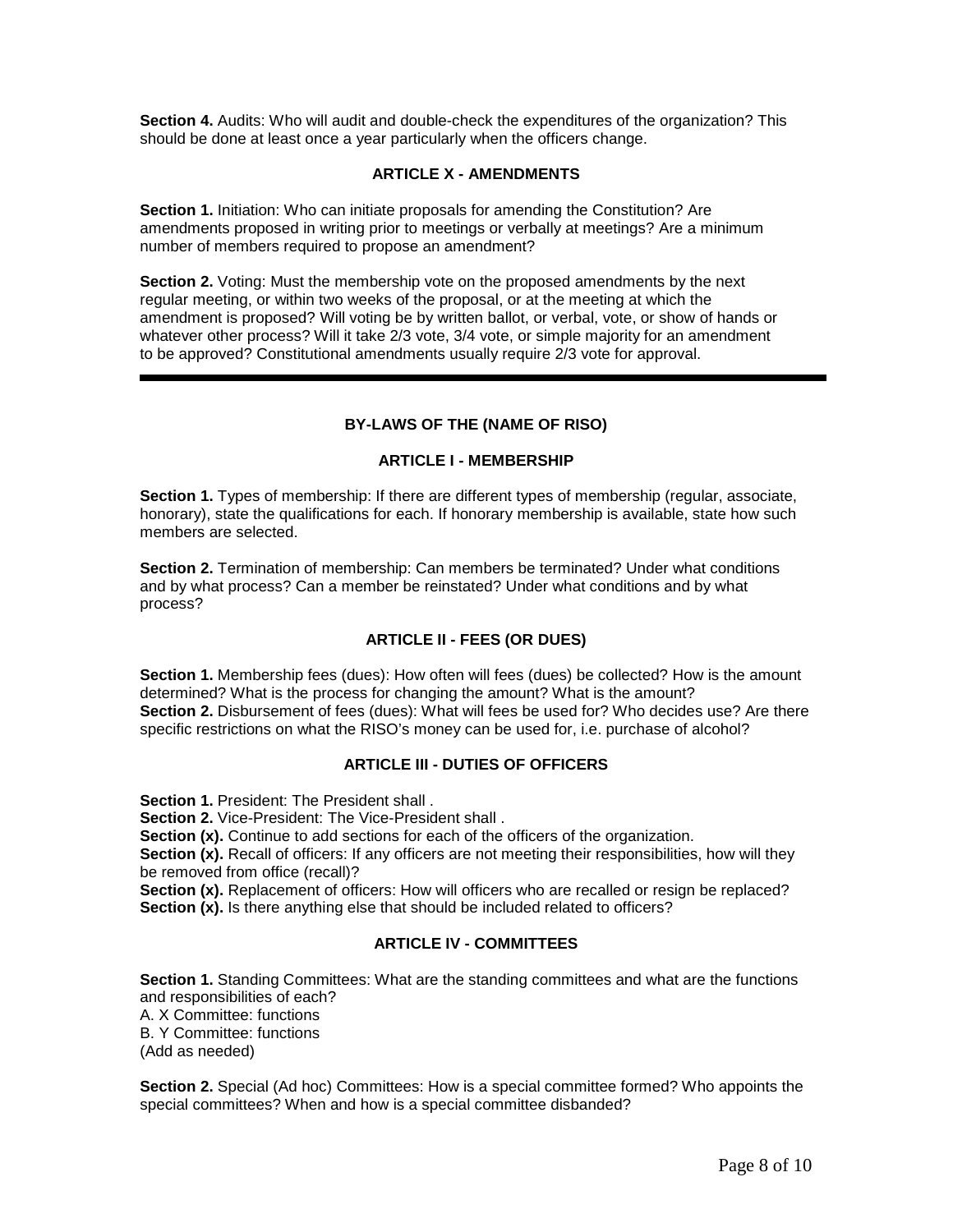**Section 4.** Audits: Who will audit and double-check the expenditures of the organization? This should be done at least once a year particularly when the officers change.

### ARTICLE X - AMENDMENTS

**Section 1.** Initiation: Who can initiate proposals for amending the Constitution? Are amendments proposed in writing prior to meetings or verbally at meetings? Are a minimum number of members required to propose an amendment?

**Section 2.** Voting: Must the membership vote on the proposed amendments by the next regular meeting, or within two weeks of the proposal, or at the meeting at which the amendment is proposed? Will voting be by written ballot, or verbal, vote, or show of hands or whatever other process? Will it take 2/3 vote, 3/4 vote, or simple majority for an amendment to be approved? Constitutional amendments usually require 2/3 vote for approval.

---

## BY-LAWS OF THE (NAME OF RISO)

### ARTICLE I - MEMBERSHIP

**Section 1.** Types of membership: If there are different types of membership (regular, associate, honorary), state the qualifications for each. If honorary membership is available, state how such members are selected.

**Section 2.** Termination of membership: Can members be terminated? Under what conditions and by what process? Can a member be reinstated? Under what conditions and by what process?

### ARTICLE II - FEES (OR DUES)

**Section 1.** Membership fees (dues): How often will fees (dues) be collected? How is the amount determined? What is the process for changing the amount? What is the amount?
**Section 2.** Disbursement of fees (dues): What will fees be used for? Who decides use? Are there specific restrictions on what the RISO's money can be used for, i.e. purchase of alcohol?

### ARTICLE III - DUTIES OF OFFICERS

**Section 1.** President: The President shall .
**Section 2.** Vice-President: The Vice-President shall .
**Section (x).** Continue to add sections for each of the officers of the organization.
**Section (x).** Recall of officers: If any officers are not meeting their responsibilities, how will they be removed from office (recall)?
**Section (x).** Replacement of officers: How will officers who are recalled or resign be replaced?
**Section (x).** Is there anything else that should be included related to officers?

### ARTICLE IV - COMMITTEES

**Section 1.** Standing Committees: What are the standing committees and what are the functions and responsibilities of each?
A. X Committee: functions
B. Y Committee: functions
(Add as needed)

**Section 2.** Special (Ad hoc) Committees: How is a special committee formed? Who appoints the special committees? When and how is a special committee disbanded?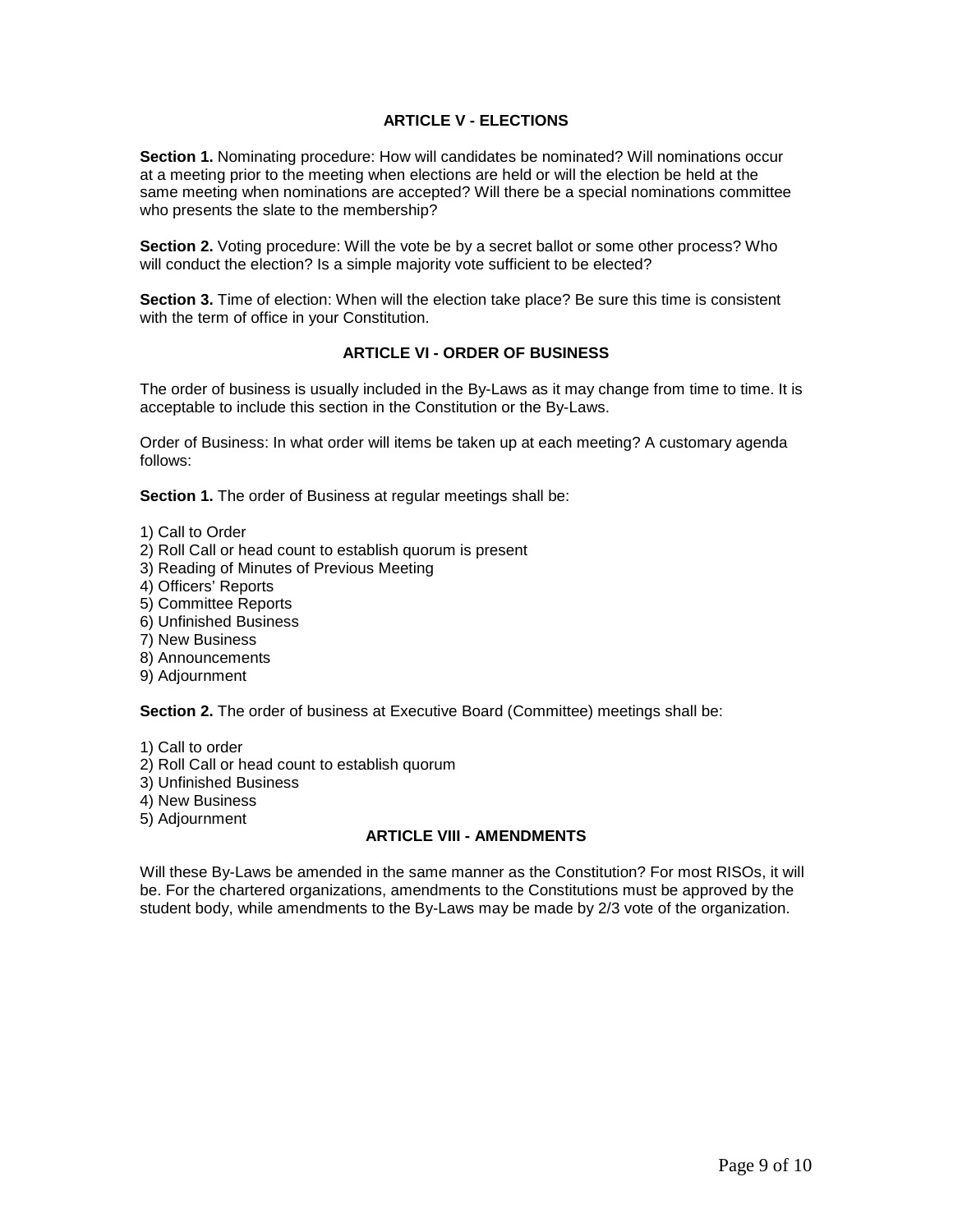## ARTICLE V - ELECTIONS

**Section 1.** Nominating procedure: How will candidates be nominated? Will nominations occur at a meeting prior to the meeting when elections are held or will the election be held at the same meeting when nominations are accepted? Will there be a special nominations committee who presents the slate to the membership?

**Section 2.** Voting procedure: Will the vote be by a secret ballot or some other process? Who will conduct the election? Is a simple majority vote sufficient to be elected?

**Section 3.** Time of election: When will the election take place? Be sure this time is consistent with the term of office in your Constitution.

## ARTICLE VI - ORDER OF BUSINESS

The order of business is usually included in the By-Laws as it may change from time to time. It is acceptable to include this section in the Constitution or the By-Laws.

Order of Business: In what order will items be taken up at each meeting? A customary agenda follows:

**Section 1.** The order of Business at regular meetings shall be:

1) Call to Order
2) Roll Call or head count to establish quorum is present
3) Reading of Minutes of Previous Meeting
4) Officers' Reports
5) Committee Reports
6) Unfinished Business
7) New Business
8) Announcements
9) Adjournment

**Section 2.** The order of business at Executive Board (Committee) meetings shall be:

1) Call to order
2) Roll Call or head count to establish quorum
3) Unfinished Business
4) New Business
5) Adjournment

## ARTICLE VIII - AMENDMENTS

Will these By-Laws be amended in the same manner as the Constitution? For most RISOs, it will be. For the chartered organizations, amendments to the Constitutions must be approved by the student body, while amendments to the By-Laws may be made by 2/3 vote of the organization.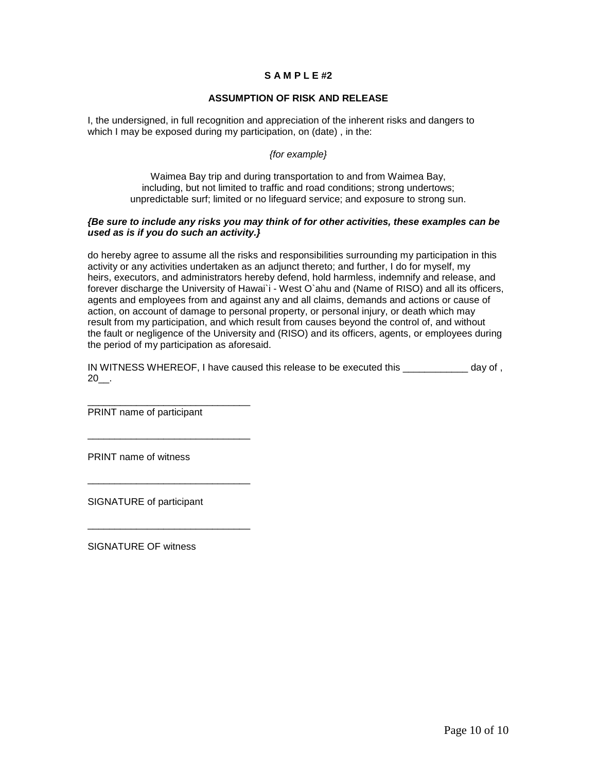**S A M P L E #2**

**ASSUMPTION OF RISK AND RELEASE**

I, the undersigned, in full recognition and appreciation of the inherent risks and dangers to which I may be exposed during my participation, on (date) , in the:

*{for example}*

Waimea Bay trip and during transportation to and from Waimea Bay, including, but not limited to traffic and road conditions; strong undertows; unpredictable surf; limited or no lifeguard service; and exposure to strong sun.

***{Be sure to include any risks you may think of for other activities, these examples can be used as is if you do such an activity.}***

do hereby agree to assume all the risks and responsibilities surrounding my participation in this activity or any activities undertaken as an adjunct thereto; and further, I do for myself, my heirs, executors, and administrators hereby defend, hold harmless, indemnify and release, and forever discharge the University of Hawai`i - West O`ahu and (Name of RISO) and all its officers, agents and employees from and against any and all claims, demands and actions or cause of action, on account of damage to personal property, or personal injury, or death which may result from my participation, and which result from causes beyond the control of, and without the fault or negligence of the University and (RISO) and its officers, agents, or employees during the period of my participation as aforesaid.

IN WITNESS WHEREOF, I have caused this release to be executed this ____________ day of , 20__.

______________________________
PRINT name of participant

______________________________
PRINT name of witness

______________________________
SIGNATURE of participant

______________________________
SIGNATURE OF witness